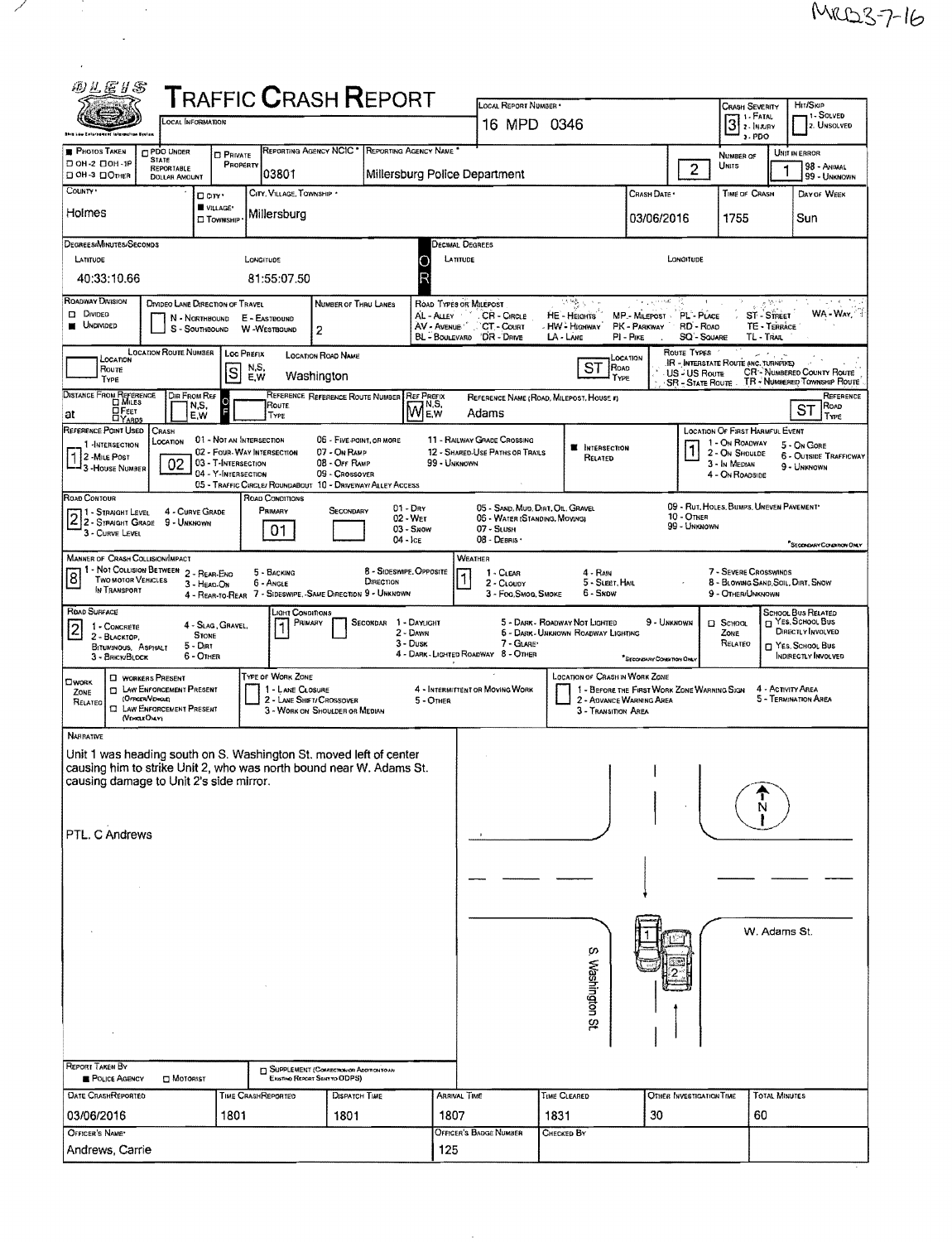MRB3-7-16

# OLEIS TRAFFIC CRASH REPORT

| Field | Value |
|---|---|
| Local Information | |
| Local Report Number | 16 MPD 0346 |
| Crash Severity | 3 (1 - Fatal, 2 - Injury, 3 - PDO) |
| Hit/Skip | 1 - Solved, 2 - Unsolved |
| Photos Taken | OH-2 / OH-1P / OH-3 / Other |
| PDO Under State Reportable Dollar Amount | |
| Private Property | |
| Reporting Agency NCIC | 03801 |
| Reporting Agency Name | Millersburg Police Department |
| Number of Units | 2 |
| Unit in Error | 1 (98 - Animal, 99 - Unknown) |
| County | Holmes |
| City / Village / Township | Village: Millersburg |
| Crash Date | 03/06/2016 |
| Time of Crash | 1755 |
| Day of Week | Sun |
| Degrees/Minutes/Seconds Latitude | 40:33:10.66 |
| Longitude | 81:55:07.50 |
| Decimal Degrees Latitude | |
| Decimal Degrees Longitude | |

## Roadway Division

| Field | Value |
|---|---|
| Roadway Division | Undivided |
| Divided Lane Direction of Travel | N - Northbound, E - Eastbound, S - Southbound, W - Westbound |
| Number of Thru Lanes | 2 |
| Road Types or Milepost | AL - Alley, AV - Avenue, BL - Boulevard, CR - Circle, CT - Court, DR - Drive, HE - Heights, HW - Highway, LA - Lane, MP - Milepost, PK - Parkway, PI - Pike, PL - Place, RD - Road, SQ - Square, ST - Street, TE - Terrace, TL - Trail, WA - Way |
| Location Route Number / Route Type | |
| Loc Prefix | S |
| Location Road Name | Washington |
| Location Road Type | ST |
| Route Types | IR - Interstate Route (inc. Turnpike), US - US Route, SR - State Route, CR - Numbered County Route, TR - Numbered Township Route |
| Distance From Reference | at |
| Dir From Ref | |
| Reference Route | |
| Ref Prefix | W |
| Reference Name (Road, Milepost, House #) | Adams |
| Reference Road Type | ST |
| Reference Point Used | 1 - Intersection |
| Crash Location | 02 |
| Intersection Related | ■ |
| Location of First Harmful Event | 1 - On Roadway |

Crash Location codes: 01 - Not an Intersection, 02 - Four-Way Intersection, 03 - T-Intersection, 04 - Y-Intersection, 05 - Traffic Circle/Roundabout, 06 - Five-Point, or More, 07 - On Ramp, 08 - Off Ramp, 09 - Crossover, 10 - Driveway/Alley Access, 11 - Railway Grade Crossing, 12 - Shared-Use Paths or Trails, 99 - Unknown

Location of First Harmful Event codes: 1 - On Roadway, 2 - On Shoulder, 3 - In Median, 4 - On Roadside, 5 - On Gore, 6 - Outside Trafficway, 9 - Unknown

## Road Conditions

| Field | Value |
|---|---|
| Road Contour | 2 - Straight Grade |
| Road Conditions Primary | 01 - Dry |
| Road Conditions Secondary | |
| Manner of Crash Collision/Impact | 8 - Sideswipe, Opposite Direction |
| Weather | 1 - Clear |
| Road Surface | 2 - Blacktop, Bituminous, Asphalt |
| Light Conditions Primary | 1 - Daylight |
| Light Conditions Secondary | |
| School Zone Related | |
| School Bus Related | |

Road Contour codes: 1 - Straight Level, 2 - Straight Grade, 3 - Curve Level, 4 - Curve Grade, 9 - Unknown

Road Conditions codes: 01 - Dry, 02 - Wet, 03 - Snow, 04 - Ice, 05 - Sand, Mud, Dirt, Oil, Gravel, 06 - Water (Standing, Moving), 07 - Slush, 08 - Debris, 09 - Rut, Holes, Bumps, Uneven Pavement, 10 - Other, 99 - Unknown

Manner of Crash codes: 1 - Not Collision Between Two Motor Vehicles In Transport, 2 - Rear-End, 3 - Head-On, 4 - Rear-to-Rear, 5 - Backing, 6 - Angle, 7 - Sideswipe, Same Direction, 8 - Sideswipe, Opposite Direction, 9 - Unknown

Weather codes: 1 - Clear, 2 - Cloudy, 3 - Fog, Smog, Smoke, 4 - Rain, 5 - Sleet, Hail, 6 - Snow, 7 - Severe Crosswinds, 8 - Blowing Sand, Soil, Dirt, Snow, 9 - Other/Unknown

Road Surface codes: 1 - Concrete, 2 - Blacktop, Bituminous, Asphalt, 3 - Brick/Block, 4 - Slag, Gravel, Stone, 5 - Dirt, 6 - Other

Light Conditions codes: 1 - Daylight, 2 - Dawn, 3 - Dusk, 4 - Dark - Lighted Roadway, 5 - Dark - Roadway Not Lighted, 6 - Dark - Unknown Roadway Lighting, 7 - Glare, 8 - Other, 9 - Unknown

## Work Zone

Work Zone Related: Workers Present / Law Enforcement Present (Officer/Vehicle) / Law Enforcement Present (Vehicle Only)

Type of Work Zone: 1 - Lane Closure, 2 - Lane Shift/Crossover, 3 - Work on Shoulder or Median, 4 - Intermittent or Moving Work, 5 - Other

Location of Crash in Work Zone: 1 - Before the First Work Zone Warning Sign, 2 - Advance Warning Area, 3 - Transition Area, 4 - Activity Area, 5 - Termination Area

## Narrative

Unit 1 was heading south on S. Washington St. moved left of center causing him to strike Unit 2, who was north bound near W. Adams St. causing damage to Unit 2's side mirror.

PTL. C Andrews

Diagram labels: N, W. Adams St., S. Washington St., 1, 2

## Report Information

| Field | Value |
|---|---|
| Report Taken By | Police Agency |
| Supplement | |
| Date Crash Reported | 03/06/2016 |
| Time Crash Reported | 1801 |
| Dispatch Time | 1801 |
| Arrival Time | 1807 |
| Time Cleared | 1831 |
| Other Investigation Time | 30 |
| Total Minutes | 60 |
| Officer's Name | Andrews, Carrie |
| Officer's Badge Number | 125 |
| Checked By | |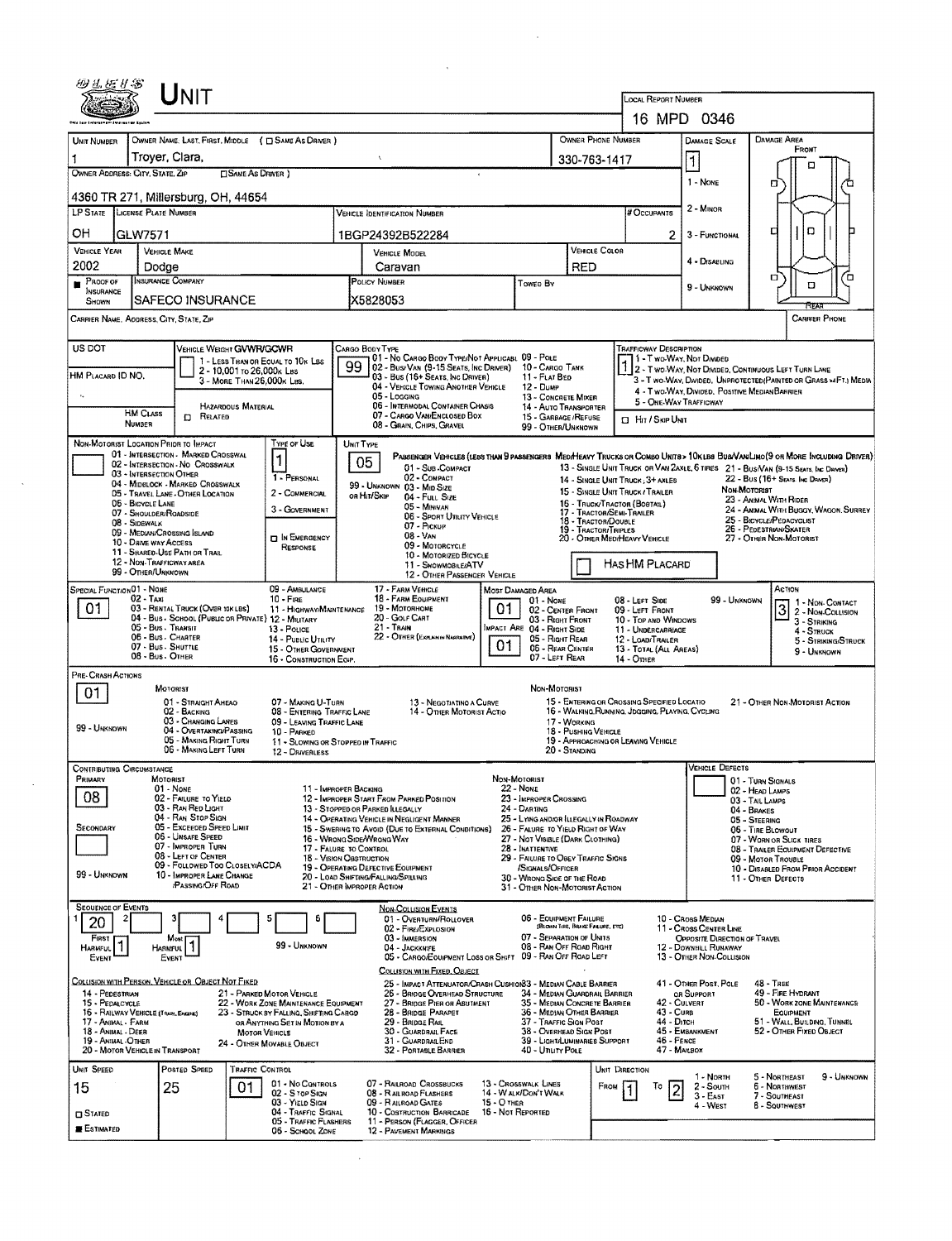# UNIT

**LOCAL REPORT NUMBER:** 16 MPD 0346

| Field | Value |
|---|---|
| UNIT NUMBER | 1 |
| OWNER NAME: LAST, FIRST, MIDDLE | Troyer, Clara, |
| OWNER PHONE NUMBER | 330-763-1417 |
| DAMAGE SCALE | 1 |
| OWNER ADDRESS: CITY, STATE, ZIP | 4360 TR 271, Millersburg, OH, 44654 |
| LP STATE | OH |
| LICENSE PLATE NUMBER | GLW7571 |
| VEHICLE IDENTIFICATION NUMBER | 1BGP24392B522284 |
| # OCCUPANTS | 2 |
| VEHICLE YEAR | 2002 |
| VEHICLE MAKE | Dodge |
| VEHICLE MODEL | Caravan |
| VEHICLE COLOR | RED |
| PROOF OF INSURANCE SHOWN | Yes |
| INSURANCE COMPANY | SAFECO INSURANCE |
| POLICY NUMBER | X5828053 |
| TOWED BY | |
| CARRIER NAME, ADDRESS, CITY, STATE, ZIP | |
| CARRIER PHONE | |

Damage Scale: 1 - None; 2 - Minor; 3 - Functional; 4 - Disabling; 9 - Unknown

| Field | Value |
|---|---|
| US DOT | |
| VEHICLE WEIGHT GVWR/GCWR | |
| CARGO BODY TYPE | 99 |
| TRAFFICWAY DESCRIPTION | 1 |
| HM PLACARD ID NO. | |
| HM CLASS NUMBER | |
| NON-MOTORIST LOCATION PRIOR TO IMPACT | |
| TYPE OF USE | 1 |
| UNIT TYPE | 05 |
| SPECIAL FUNCTION | 01 |
| MOST DAMAGED AREA | 01 |
| IMPACT AREA | 01 |
| ACTION | 3 |
| PRE-CRASH ACTIONS | 01 |
| CONTRIBUTING CIRCUMSTANCE - PRIMARY | 08 |
| CONTRIBUTING CIRCUMSTANCE - SECONDARY | |
| VEHICLE DEFECTS | |
| SEQUENCE OF EVENTS | 1: 20 |
| FIRST HARMFUL EVENT | 1 |
| MOST HARMFUL EVENT | 1 |
| UNIT SPEED | 15 |
| POSTED SPEED | 25 |
| TRAFFIC CONTROL | 01 |
| UNIT DIRECTION | From 1 To 2 |
| STATED / ESTIMATED | Estimated |

Vehicle Weight GVWR/GCWR: 1 - Less than or equal to 10k lbs; 2 - 10,001 to 26,000k lbs; 3 - More than 26,000k lbs.

Cargo Body Type: 01 - No Cargo Body Type/Not Applicable; 02 - Bus/Van (9-15 Seats, Inc Driver); 03 - Bus (16+ Seats, Inc Driver); 04 - Vehicle Towing Another Vehicle; 05 - Logging; 06 - Intermodal Container Chasis; 07 - Cargo Van/Enclosed Box; 08 - Grain, Chips, Gravel; 09 - Pole; 10 - Cargo Tank; 11 - Flat Bed; 12 - Dump; 13 - Concrete Mixer; 14 - Auto Transporter; 15 - Garbage/Refuse; 99 - Other/Unknown

Trafficway Description: 1 - Two-Way, Not Divided; 2 - Two-Way, Not Divided, Continuous Left Turn Lane; 3 - Two-Way, Divided, Unprotected (Painted or Grass <4Ft.) Media; 4 - Two-Way, Divided, Positive Median Barrier; 5 - One-Way Trafficway

Non-Motorist Location Prior to Impact: 01 - Intersection - Marked Crosswal; 02 - Intersection - No Crosswalk; 03 - Intersection Other; 04 - Midblock - Marked Crosswalk; 05 - Travel Lane - Other Location; 06 - Bicycle Lane; 07 - Shoulder/Roadside; 08 - Sidewalk; 09 - Median/Crossing Island; 10 - Drive way Access; 11 - Shared-Use Path or Trail; 12 - Non-Trafficway Area; 99 - Other/Unknown

Type of Use: 1 - Personal; 2 - Commercial; 3 - Government; In Emergency Response

Unit Type: Passenger Vehicles (less than 9 passengers): 01 - Sub-Compact; 02 - Compact; 99 - Unknown 03 - Mid Size or Hit/Skip; 04 - Full Size; 05 - Minivan; 06 - Sport Utility Vehicle; 07 - Pickup; 08 - Van; 09 - Motorcycle; 10 - Motorized Bicycle; 11 - Snowmobile/ATV; 12 - Other Passenger Vehicle. Med/Heavy Trucks or Combo Units > 10k lbs Bus/Van/Limo (9 or More Including Driver): 13 - Single Unit Truck or Van 2axle, 6 tires; 14 - Single Unit Truck; 3+ axles; 15 - Single Unit Truck / Trailer; 16 - Truck/Tractor (Bobtail); 17 - Tractor/Semi-Trailer; 18 - Tractor/Double; 19 - Tractor/Triples; 20 - Other Med/Heavy Vehicle; 21 - Bus/Van (9-15 Seats, Inc Driver); 22 - Bus (16+ Seats, Inc Driver). Non-Motorist: 23 - Animal With Rider; 24 - Animal With Buggy, Wagon, Surrey; 25 - Bicycle/Pedacyclist; 26 - Pedestrian/Skater; 27 - Other Non-Motorist. Has HM Placard

Special Function: 01 - None; 02 - Taxi; 03 - Rental Truck (Over 10k lbs); 04 - Bus - School (Public or Private); 05 - Bus - Transit; 06 - Bus - Charter; 07 - Bus - Shuttle; 08 - Bus - Other; 09 - Ambulance; 10 - Fire; 11 - Highway/Maintenance; 12 - Military; 13 - Police; 14 - Public Utility; 15 - Other Government; 16 - Construction Eqip.; 17 - Farm Vehicle; 18 - Farm Equipment; 19 - Motorhome; 20 - Golf Cart; 21 - Train; 22 - Other (Explain in Narrative)

Most Damaged Area: 01 - None; 02 - Center Front; 03 - Right Front; Impact Are 04 - Right Side; 05 - Right Rear; 06 - Rear Center; 07 - Left Rear; 08 - Left Side; 09 - Left Front; 10 - Top and Windows; 11 - Undercarriage; 12 - Load/Trailer; 13 - Total (All Areas); 14 - Other; 99 - Unknown

Action: 1 - Non-Contact; 2 - Non-Collision; 3 - Striking; 4 - Struck; 5 - Striking/Struck; 9 - Unknown

Pre-Crash Actions: Motorist: 01 - Straight Ahead; 02 - Backing; 03 - Changing Lanes; 04 - Overtaking/Passing; 05 - Making Right Turn; 06 - Making Left Turn; 07 - Making U-Turn; 08 - Entering Traffic Lane; 09 - Leaving Traffic Lane; 10 - Parked; 11 - Slowing or Stopped in Traffic; 12 - Driverless; 13 - Negotiating a Curve; 14 - Other Motorist Actio; 99 - Unknown. Non-Motorist: 15 - Entering or Crossing Specified Locatio; 16 - Walking, Running, Jogging, Playing, Cycling; 17 - Working; 18 - Pushing Vehicle; 19 - Approaching or Leaving Vehicle; 20 - Standing; 21 - Other Non-Motorist Action

Contributing Circumstance: Motorist: 01 - None; 02 - Failure to Yield; 03 - Ran Red Light; 04 - Ran Stop Sign; 05 - Exceeded Speed Limit; 06 - Unsafe Speed; 07 - Improper Turn; 08 - Left of Center; 09 - Followed Too Closely/ACDA; 10 - Improper Lane Change /Passing/Off Road; 11 - Improper Backing; 12 - Improper Start From Parked Position; 13 - Stopped or Parked Illegally; 14 - Operating Vehicle in Negligent Manner; 15 - Swering to Avoid (Due to External Conditions); 16 - Wrong Side/Wrong Way; 17 - Failure to Control; 18 - Vision Obstruction; 19 - Operating Defective Equipment; 20 - Load Shifting/Falling/Spilling; 21 - Other Improper Action; 99 - Unknown. Non-Motorist: 22 - None; 23 - Improper Crossing; 24 - Darting; 25 - Lying and/or Illegally in Roadway; 26 - Failure to Yield Right of Way; 27 - Not Visible (Dark Clothing); 28 - Inattentive; 29 - Failure to Obey Traffic Signs /Signals/Officer; 30 - Wrong Side of the Road; 31 - Other Non-Motorist Action

Vehicle Defects: 01 - Turn Signals; 02 - Head Lamps; 03 - Tail Lamps; 04 - Brakes; 05 - Steering; 06 - Tire Blowout; 07 - Worn or Slick Tires; 08 - Trailer Equipment Defective; 09 - Motor Trouble; 10 - Disabled From Prior Accident; 11 - Other Defects

Sequence of Events / Non-Collision Events: 01 - Overturn/Rollover; 02 - Fire/Explosion; 03 - Immersion; 04 - Jackknife; 05 - Cargo/Equipment Loss or Shift; 06 - Equipment Failure (Blown Tire, Brake Failure, etc); 07 - Separation of Units; 08 - Ran Off Road Right; 09 - Ran Off Road Left; 10 - Cross Median; 11 - Cross Center Line Opposite Direction of Travel; 12 - Downhill Runaway; 13 - Other Non-Collision; 99 - Unknown

Collision with Person, Vehicle or Object Not Fixed: 14 - Pedestrian; 15 - Pedalcycle; 16 - Railway Vehicle (Train, Engine); 17 - Animal - Farm; 18 - Animal - Deer; 19 - Animal - Other; 20 - Motor Vehicle in Transport; 21 - Parked Motor Vehicle; 22 - Work Zone Maintenance Equipment; 23 - Struck by Falling, Shifting Cargo or Anything Set in Motion by a Motor Vehicle; 24 - Other Movable Object

Collision with Fixed, Object: 25 - Impact Attenuator/Crash Cushion; 26 - Bridge Overhead Structure; 27 - Bridge Pier or Abutment; 28 - Bridge Parapet; 29 - Bridge Rail; 30 - Guardrail Face; 31 - Guardrail End; 32 - Portable Barrier; 33 - Median Cable Barrier; 34 - Median Guardrail Barrier; 35 - Median Concrete Barrier; 36 - Median Other Barrier; 37 - Traffic Sign Post; 38 - Overhead Sign Post; 39 - Light/Luminaries Support; 40 - Utility Pole; 41 - Other Post, Pole or Support; 42 - Culvert; 43 - Curb; 44 - Ditch; 45 - Embankment; 46 - Fence; 47 - Mailbox; 48 - Tree; 49 - Fire Hydrant; 50 - Work Zone Maintenance Equipment; 51 - Wall, Building, Tunnel; 52 - Other Fixed Object

Traffic Control: 01 - No Controls; 02 - Stop Sign; 03 - Yield Sign; 04 - Traffic Signal; 05 - Traffic Flashers; 06 - School Zone; 07 - Railroad Crossbucks; 08 - Railroad Flashers; 09 - Railroad Gates; 10 - Construction Barricade; 11 - Person (Flagger, Officer); 12 - Pavement Markings; 13 - Crosswalk Lines; 14 - Walk/Don't Walk; 15 - Other; 16 - Not Reported

Unit Direction: 1 - North; 2 - South; 3 - East; 4 - West; 5 - Northeast; 6 - Northwest; 7 - Southeast; 8 - Southwest; 9 - Unknown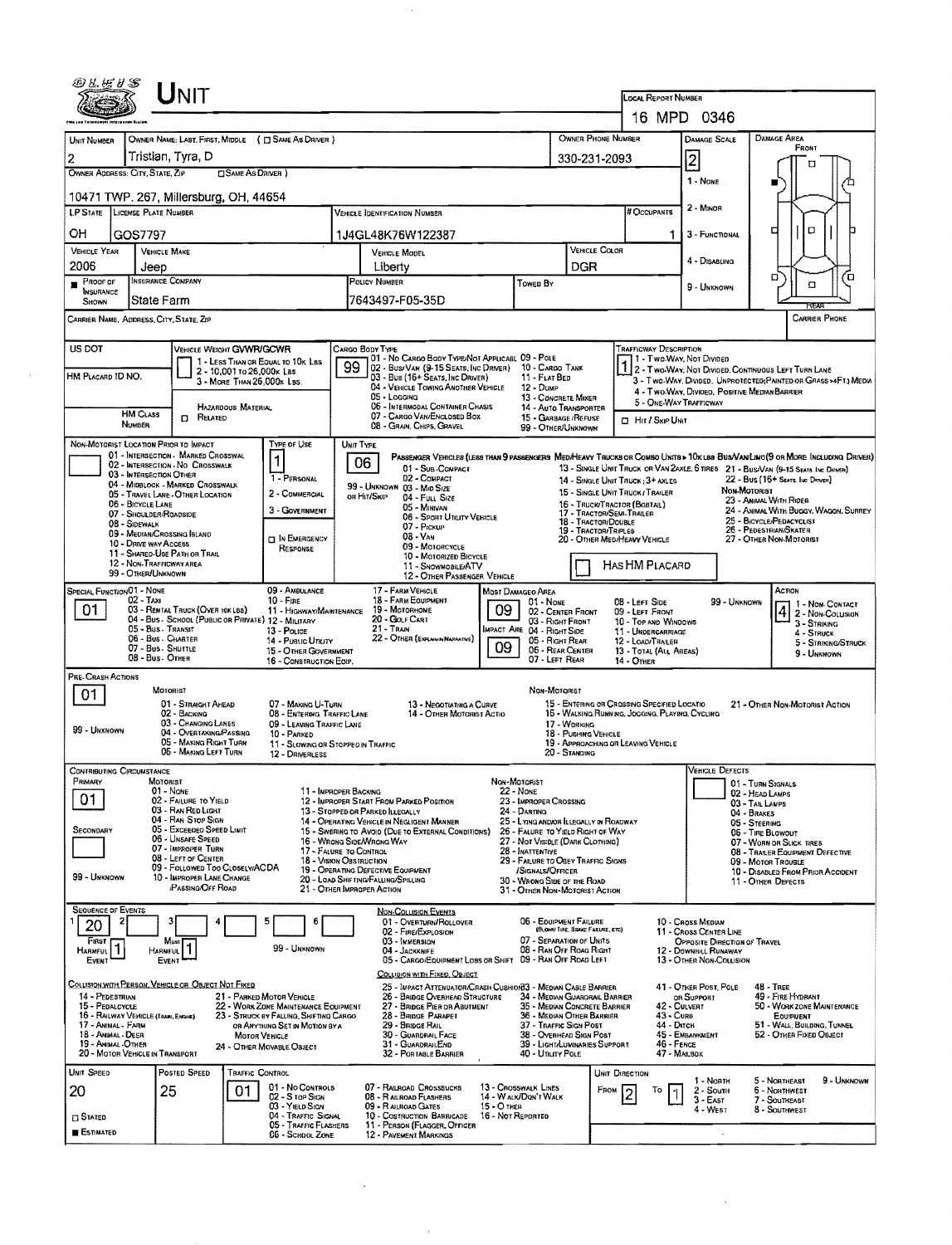# UNIT

**LOCAL REPORT NUMBER:** 16 MPD 0346

| Field | Value |
|---|---|
| UNIT NUMBER | 2 |
| OWNER NAME: LAST, FIRST, MIDDLE | Tristian, Tyra, D |
| OWNER PHONE NUMBER | 330-231-2093 |
| DAMAGE SCALE | 2 |
| OWNER ADDRESS: CITY, STATE, ZIP | 10471 TWP. 267, Millersburg, OH, 44654 |
| LP STATE | OH |
| LICENSE PLATE NUMBER | GOS7797 |
| VEHICLE IDENTIFICATION NUMBER | 1J4GL48K76W122387 |
| # OCCUPANTS | 1 |
| VEHICLE YEAR | 2006 |
| VEHICLE MAKE | Jeep |
| VEHICLE MODEL | Liberty |
| VEHICLE COLOR | DGR |
| PROOF OF INSURANCE SHOWN | ■ |
| INSURANCE COMPANY | State Farm |
| POLICY NUMBER | 7643497-F05-35D |
| TOWED BY | |
| CARRIER NAME, ADDRESS, CITY, STATE, ZIP | |
| CARRIER PHONE | |

DAMAGE SCALE: 1 - NONE, 2 - MINOR, 3 - FUNCTIONAL, 4 - DISABLING, 9 - UNKNOWN

DAMAGE AREA: FRONT / REAR

| Field | Value |
|---|---|
| US DOT | |
| VEHICLE WEIGHT GVWR/GCWR | 1 - LESS THAN OR EQUAL TO 10K LBS; 2 - 10,001 TO 26,000K LBS; 3 - MORE THAN 26,000K LBS. |
| HM PLACARD ID NO. | |
| HM CLASS NUMBER | |
| HAZARDOUS MATERIAL | □ RELATED |
| CARGO BODY TYPE | 99 |
| TRAFFICWAY DESCRIPTION | 1 |

CARGO BODY TYPE: 01 - NO CARGO BODY TYPE/NOT APPLICABLE, 02 - BUS/VAN (9-15 SEATS, INC DRIVER), 03 - BUS (16+ SEATS, INC DRIVER), 04 - VEHICLE TOWING ANOTHER VEHICLE, 05 - LOGGING, 06 - INTERMODAL CONTAINER CHASIS, 07 - CARGO VAN/ENCLOSED BOX, 08 - GRAIN, CHIPS, GRAVEL, 09 - POLE, 10 - CARGO TANK, 11 - FLAT BED, 12 - DUMP, 13 - CONCRETE MIXER, 14 - AUTO TRANSPORTER, 15 - GARBAGE/REFUSE, 99 - OTHER/UNKNOWN

TRAFFICWAY DESCRIPTION: 1 - TWO-WAY, NOT DIVIDED; 2 - TWO-WAY, NOT DIVIDED, CONTINUOUS LEFT TURN LANE; 3 - TWO-WAY, DIVIDED, UNPROTECTED (PAINTED OR GRASS >4FT.) MEDIA; 4 - TWO-WAY, DIVIDED, POSITIVE MEDIAN BARRIER; 5 - ONE-WAY TRAFFICWAY; □ HIT / SKIP UNIT

| Field | Value |
|---|---|
| NON-MOTORIST LOCATION PRIOR TO IMPACT | |
| TYPE OF USE | 1 |
| UNIT TYPE | 06 |
| HAS HM PLACARD | □ |

NON-MOTORIST LOCATION PRIOR TO IMPACT: 01 - INTERSECTION - MARKED CROSSWAL, 02 - INTERSECTION - NO CROSSWALK, 03 - INTERSECTION OTHER, 04 - MIDBLOCK - MARKED CROSSWALK, 05 - TRAVEL LANE - OTHER LOCATION, 06 - BICYCLE LANE, 07 - SHOULDER/ROADSIDE, 08 - SIDEWALK, 09 - MEDIAN/CROSSING ISLAND, 10 - DRIVE WAY ACCESS, 11 - SHARED-USE PATH OR TRAIL, 12 - NON-TRAFFICWAY AREA, 99 - OTHER/UNKNOWN

TYPE OF USE: 1 - PERSONAL, 2 - COMMERCIAL, 3 - GOVERNMENT, □ IN EMERGENCY RESPONSE

UNIT TYPE: PASSENGER VEHICLES (LESS THAN 9 PASSENGERS): 01 - SUB-COMPACT, 02 - COMPACT, 99 - UNKNOWN 03 - MID SIZE, OR HIT/SKIP 04 - FULL SIZE, 05 - MINIVAN, 06 - SPORT UTILITY VEHICLE, 07 - PICKUP, 08 - VAN, 09 - MOTORCYCLE, 10 - MOTORIZED BICYCLE, 11 - SNOWMOBILE/ATV, 12 - OTHER PASSENGER VEHICLE; MED/HEAVY TRUCKS OR COMBO UNITS > 10K LBS: 13 - SINGLE UNIT TRUCK OR VAN 2AXLE, 6 TIRES, 14 - SINGLE UNIT TRUCK; 3+ AXLES, 15 - SINGLE UNIT TRUCK / TRAILER, 16 - TRUCK/TRACTOR (BOBTAIL), 17 - TRACTOR/SEMI-TRAILER, 18 - TRACTOR/DOUBLE, 19 - TRACTOR/TRIPLES, 20 - OTHER MED/HEAVY VEHICLE; BUS/VAN/LIMO (9 OR MORE INCLUDING DRIVER): 21 - BUS/VAN (9-15 SEATS, INC DRIVER), 22 - BUS (16+ SEATS, INC DRIVER); NON-MOTORIST: 23 - ANIMAL WITH RIDER, 24 - ANIMAL WITH BUGGY, WAGON, SURREY, 25 - BICYCLE/PEDACYCLIST, 26 - PEDESTRIAN/SKATER, 27 - OTHER NON-MOTORIST

| Field | Value |
|---|---|
| SPECIAL FUNCTION | 01 |
| MOST DAMAGED AREA | 09 |
| IMPACT ARE | 09 |
| ACTION | 4 |

SPECIAL FUNCTION: 01 - NONE, 02 - TAXI, 03 - RENTAL TRUCK (OVER 10K LBS), 04 - BUS - SCHOOL (PUBLIC OR PRIVATE), 05 - BUS - TRANSIT, 06 - BUS - CHARTER, 07 - BUS - SHUTTLE, 08 - BUS - OTHER, 09 - AMBULANCE, 10 - FIRE, 11 - HIGHWAY/MAINTENANCE, 12 - MILITARY, 13 - POLICE, 14 - PUBLIC UTILITY, 15 - OTHER GOVERNMENT, 16 - CONSTRUCTION EQIP., 17 - FARM VEHICLE, 18 - FARM EQUIPMENT, 19 - MOTORHOME, 20 - GOLF CART, 21 - TRAIN, 22 - OTHER (EXPLAIN IN NARRATIVE)

MOST DAMAGED AREA: 01 - NONE, 02 - CENTER FRONT, 03 - RIGHT FRONT, 04 - RIGHT SIDE, 05 - RIGHT REAR, 06 - REAR CENTER, 07 - LEFT REAR, 08 - LEFT SIDE, 09 - LEFT FRONT, 10 - TOP AND WINDOWS, 11 - UNDERCARRIAGE, 12 - LOAD/TRAILER, 13 - TOTAL (ALL AREAS), 14 - OTHER, 99 - UNKNOWN

ACTION: 1 - NON-CONTACT, 2 - NON-COLLISION, 3 - STRIKING, 4 - STRUCK, 5 - STRIKING/STRUCK, 9 - UNKNOWN

**PRE-CRASH ACTIONS:** 01

MOTORIST: 01 - STRAIGHT AHEAD, 02 - BACKING, 03 - CHANGING LANES, 04 - OVERTAKING/PASSING, 05 - MAKING RIGHT TURN, 06 - MAKING LEFT TURN, 07 - MAKING U-TURN, 08 - ENTERING TRAFFIC LANE, 09 - LEAVING TRAFFIC LANE, 10 - PARKED, 11 - SLOWING OR STOPPED IN TRAFFIC, 12 - DRIVERLESS, 13 - NEGOTIATING A CURVE, 14 - OTHER MOTORIST ACTIO; 99 - UNKNOWN

NON-MOTORIST: 15 - ENTERING OR CROSSING SPECIFIED LOCATIO, 16 - WALKING, RUNNING, JOGGING, PLAYING, CYCLING, 17 - WORKING, 18 - PUSHING VEHICLE, 19 - APPROACHING OR LEAVING VEHICLE, 20 - STANDING, 21 - OTHER NON-MOTORIST ACTION

**CONTRIBUTING CIRCUMSTANCE**

| Field | Value |
|---|---|
| PRIMARY | 01 |
| SECONDARY | |
| VEHICLE DEFECTS | |

MOTORIST: 01 - NONE, 02 - FAILURE TO YIELD, 03 - RAN RED LIGHT, 04 - RAN STOP SIGN, 05 - EXCEEDED SPEED LIMIT, 06 - UNSAFE SPEED, 07 - IMPROPER TURN, 08 - LEFT OF CENTER, 09 - FOLLOWED TOO CLOSELY/ACDA, 10 - IMPROPER LANE CHANGE /PASSING/OFF ROAD, 11 - IMPROPER BACKING, 12 - IMPROPER START FROM PARKED POSITION, 13 - STOPPED OR PARKED ILLEGALLY, 14 - OPERATING VEHICLE IN NEGLIGENT MANNER, 15 - SWERING TO AVOID (DUE TO EXTERNAL CONDITIONS), 16 - WRONG SIDE/WRONG WAY, 17 - FAILURE TO CONTROL, 18 - VISION OBSTRUCTION, 19 - OPERATING DEFECTIVE EQUIPMENT, 20 - LOAD SHIFTING/FALLING/SPILLING, 21 - OTHER IMPROPER ACTION; 99 - UNKNOWN

NON-MOTORIST: 22 - NONE, 23 - IMPROPER CROSSING, 24 - DARTING, 25 - LYING AND/OR ILLEGALLY IN ROADWAY, 26 - FALURE TO YIELD RIGHT OF WAY, 27 - NOT VISIBLE (DARK CLOTHING), 28 - INATTENTIVE, 29 - FAILURE TO OBEY TRAFFIC SIGNS /SIGNALS/OFFICER, 30 - WRONG SIDE OF THE ROAD, 31 - OTHER NON-MOTORIST ACTION

VEHICLE DEFECTS: 01 - TURN SIGNALS, 02 - HEAD LAMPS, 03 - TAIL LAMPS, 04 - BRAKES, 05 - STEERING, 06 - TIRE BLOWOUT, 07 - WORN OR SLICK TIRES, 08 - TRAILER EQUIPMENT DEFECTIVE, 09 - MOTOR TROUBLE, 10 - DISABLED FROM PRIOR ACCIDENT, 11 - OTHER DEFECTS

**SEQUENCE OF EVENTS**

| 1 | 2 | 3 | 4 | 5 | 6 |
|---|---|---|---|---|---|
| 20 | | | | | |

FIRST HARMFUL EVENT: 1; MOST HARMFUL EVENT: 1; 99 - UNKNOWN

NON-COLLISION EVENTS: 01 - OVERTURN/ROLLOVER, 02 - FIRE/EXPLOSION, 03 - IMMERSION, 04 - JACKKNIFE, 05 - CARGO/EQUIPMENT LOSS OR SHIFT, 06 - EQUIPMENT FAILURE (BLOWN TIRE, BRAKE FAILURE, ETC), 07 - SEPARATION OF UNITS, 08 - RAN OFF ROAD RIGHT, 09 - RAN OFF ROAD LEFT, 10 - CROSS MEDIAN, 11 - CROSS CENTER LINE OPPOSITE DIRECTION OF TRAVEL, 12 - DOWNHILL RUNAWAY, 13 - OTHER NON-COLLISION

COLLISION WITH PERSON, VEHICLE OR OBJECT NOT FIXED: 14 - PEDESTRIAN, 15 - PEDALCYCLE, 16 - RAILWAY VEHICLE (TRAIN, ENGINE), 17 - ANIMAL - FARM, 18 - ANIMAL - DEER, 19 - ANIMAL - OTHER, 20 - MOTOR VEHICLE IN TRANSPORT, 21 - PARKED MOTOR VEHICLE, 22 - WORK ZONE MAINTENANCE EQUIPMENT, 23 - STRUCK BY FALLING, SHIFTING CARGO OR ANYTHING SET IN MOTION BY A MOTOR VEHICLE, 24 - OTHER MOVABLE OBJECT

COLLISION WITH FIXED, OBJECT: 25 - IMPACT ATTENUATOR/CRASH CUSHION, 26 - BRIDGE OVERHEAD STRUCTURE, 27 - BRIDGE PIER OR ABUTMENT, 28 - BRIDGE PARAPET, 29 - BRIDGE RAIL, 30 - GUARDRAIL FACE, 31 - GUARDRAIL END, 32 - PORTABLE BARRIER, 33 - MEDIAN CABLE BARRIER, 34 - MEDIAN GUARDRAIL BARRIER, 35 - MEDIAN CONCRETE BARRIER, 36 - MEDIAN OTHER BARRIER, 37 - TRAFFIC SIGN POST, 38 - OVERHEAD SIGN POST, 39 - LIGHT/LUMINARIES SUPPORT, 40 - UTILITY POLE, 41 - OTHER POST, POLE OR SUPPORT, 42 - CULVERT, 43 - CURB, 44 - DITCH, 45 - EMBANKMENT, 46 - FENCE, 47 - MAILBOX, 48 - TREE, 49 - FIRE HYDRANT, 50 - WORK ZONE MAINTENANCE EQUIPMENT, 51 - WALL, BUILDING, TUNNEL, 52 - OTHER FIXED OBJECT

| Field | Value |
|---|---|
| UNIT SPEED | 20 |
| POSTED SPEED | 25 |
| TRAFFIC CONTROL | 01 |
| UNIT DIRECTION FROM | 2 |
| UNIT DIRECTION TO | 1 |
| □ STATED / ■ ESTIMATED | ESTIMATED |

TRAFFIC CONTROL: 01 - NO CONTROLS, 02 - STOP SIGN, 03 - YIELD SIGN, 04 - TRAFFIC SIGNAL, 05 - TRAFFIC FLASHERS, 06 - SCHOOL ZONE, 07 - RAILROAD CROSSBUCKS, 08 - RAILROAD FLASHERS, 09 - RAILROAD GATES, 10 - COSTRUCTION BARRICADE, 11 - PERSON (FLAGGER, OFFICER), 12 - PAVEMENT MARKINGS, 13 - CROSSWALK LINES, 14 - WALK/DON'T WALK, 15 - OTHER, 16 - NOT REPORTED

UNIT DIRECTION: 1 - NORTH, 2 - SOUTH, 3 - EAST, 4 - WEST, 5 - NORTHEAST, 6 - NORTHWEST, 7 - SOUTHEAST, 8 - SOUTHWEST, 9 - UNKNOWN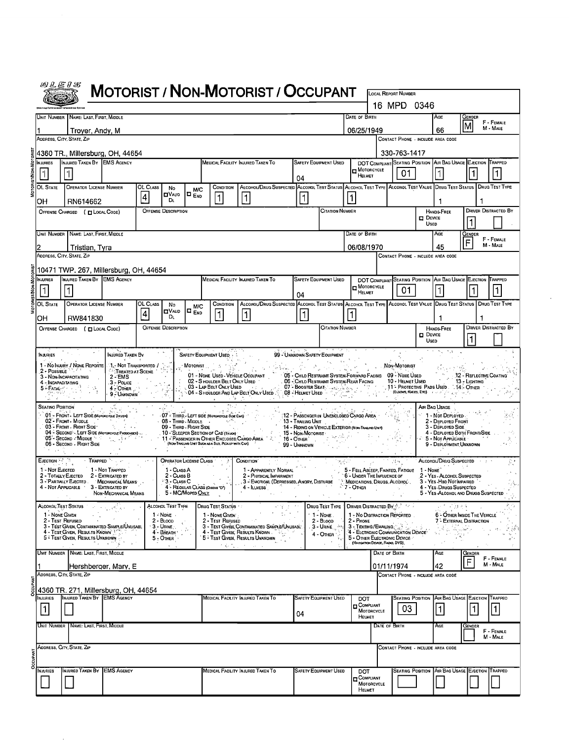# MOTORIST / NON-MOTORIST / OCCUPANT

OLEIS — Ohio Law Enforcement Information System

**LOCAL REPORT NUMBER:** 16 MPD 0346

## MOTORIST/NON-MOTORIST

| UNIT NUMBER | NAME: LAST, FIRST, MIDDLE | DATE OF BIRTH | AGE | GENDER (F - FEMALE, M - MALE) |
|---|---|---|---|---|
| 1 | Troyer, Andy, M | 06/25/1949 | 66 | M |

| ADDRESS, CITY, STATE, ZIP | CONTACT PHONE - INCLUDE AREA CODE |
|---|---|
| 4360 TR., Millersburg, OH, 44654 | 330-763-1417 |

| INJURIES | INJURED TAKEN BY | EMS AGENCY | MEDICAL FACILITY INJURED TAKEN TO | SAFETY EQUIPMENT USED | DOT COMPLIANT MOTORCYCLE HELMET | SEATING POSITION | AIR BAG USAGE | EJECTION | TRAPPED |
|---|---|---|---|---|---|---|---|---|---|
| 1 | 1 | | | 04 | | 01 | 1 | 1 | 1 |

| OL STATE | OPERATOR LICENSE NUMBER | OL CLASS | NO VALID DL | M/C END | CONDITION | ALCOHOL/DRUG SUSPECTED | ALCOHOL TEST STATUS | ALCOHOL TEST TYPE | ALCOHOL TEST VALUE | DRUG TEST STATUS | DRUG TEST TYPE |
|---|---|---|---|---|---|---|---|---|---|---|---|
| OH | RN614662 | 4 | | | 1 | 1 | 1 | 1 | | 1 | 1 |

| OFFENSE CHARGED ( LOCAL CODE) | OFFENSE DESCRIPTION | CITATION NUMBER | HANDS-FREE DEVICE USED | DRIVER DISTRACTED BY |
|---|---|---|---|---|
| | | | | 1 |

## MOTORIST/NON-MOTORIST

| UNIT NUMBER | NAME: LAST, FIRST, MIDDLE | DATE OF BIRTH | AGE | GENDER (F - FEMALE, M - MALE) |
|---|---|---|---|---|
| 2 | Tristian, Tyra | 06/08/1970 | 45 | F |

| ADDRESS, CITY, STATE, ZIP | CONTACT PHONE - INCLUDE AREA CODE |
|---|---|
| 10471 TWP. 267, Millersburg, OH, 44654 | |

| INJURIES | INJURED TAKEN BY | EMS AGENCY | MEDICAL FACILITY INJURED TAKEN TO | SAFETY EQUIPMENT USED | DOT COMPLIANT MOTORCYCLE HELMET | SEATING POSITION | AIR BAG USAGE | EJECTION | TRAPPED |
|---|---|---|---|---|---|---|---|---|---|
| 1 | 1 | | | 04 | | 01 | 1 | 1 | 1 |

| OL STATE | OPERATOR LICENSE NUMBER | OL CLASS | NO VALID DL | M/C END | CONDITION | ALCOHOL/DRUG SUSPECTED | ALCOHOL TEST STATUS | ALCOHOL TEST TYPE | ALCOHOL TEST VALUE | DRUG TEST STATUS | DRUG TEST TYPE |
|---|---|---|---|---|---|---|---|---|---|---|---|
| OH | RW841830 | 4 | | | 1 | 1 | 1 | 1 | | 1 | 1 |

| OFFENSE CHARGED ( LOCAL CODE) | OFFENSE DESCRIPTION | CITATION NUMBER | HANDS-FREE DEVICE USED | DRIVER DISTRACTED BY |
|---|---|---|---|---|
| | | | | 1 |

## CODES

**INJURIES:** 1 - No Injury / None Reported; 2 - Possible; 3 - Non-Incapacitating; 4 - Incapacitating; 5 - Fatal

**INJURED TAKEN BY:** 1 - Not Transported / Treated at Scene; 2 - EMS; 3 - Police; 4 - Other; 9 - Unknown

**SAFETY EQUIPMENT USED:** 99 - Unknown Safety Equipment
- Motorist: 01 - None Used - Vehicle Occupant; 02 - Shoulder Belt Only Used; 03 - Lap Belt Only Used; 04 - Shoulder and Lap Belt Only Used; 05 - Child Restraint System-Forward Facing; 06 - Child Restraint System-Rear Facing; 07 - Booster Seat; 08 - Helmet Used
- Non-Motorist: 09 - None Used; 10 - Helmet Used; 11 - Protective Pads Used (Elbows, Knees, Etc); 12 - Reflective Coating; 13 - Lighting; 14 - Other

**SEATING POSITION:** 01 - Front - Left Side (Motorcycle Driver); 02 - Front - Middle; 03 - Front - Right Side; 04 - Second - Left Side (Motorcycle Passenger); 05 - Second - Middle; 06 - Second - Right Side; 07 - Third - Left Side (Motorcycle Side Car); 08 - Third - Middle; 09 - Third - Right Side; 10 - Sleeper Section of Cab (Truck); 11 - Passenger in Other Enclosed Cargo Area (Non-Trailing Unit Such as a Bus, Pickup with Cap); 12 - Passenger in Unenclosed Cargo Area; 13 - Trailing Unit; 14 - Riding on Vehicle Exterior (Non-Trailing Unit); 15 - Non-Motorist; 16 - Other; 99 - Unknown

**AIR BAG USAGE:** 1 - Not Deployed; 2 - Deployed Front; 3 - Deployed Side; 4 - Deployed Both Front/Side; 5 - Not Applicable; 9 - Deployment Unknown

**EJECTION:** 1 - Not Ejected; 2 - Totally Ejected; 3 - Partially Ejected; 4 - Not Applicable

**TRAPPED:** 1 - Not Trapped; 2 - Extricated by Mechanical Means; 3 - Extricated by Non-Mechanical Means

**OPERATOR LICENSE CLASS:** 1 - Class A; 2 - Class B; 3 - Class C; 4 - Regular Class (Ohio's "D"); 5 - MC/Moped Only

**CONDITION:** 1 - Apparently Normal; 2 - Physical Impairment; 3 - Emotionl (Depressed, Angry, Disturbe; 4 - Illness; 5 - Fell Asleep, Fainted, Fatigue; 6 - Under the Influence of Medications, Drugs, Alcohol; 7 - Other

**ALCOHOL/DRUG SUSPECTED:** 1 - None; 2 - Yes - Alcohol Suspected; 3 - Yes - Had Not Impaired; 4 - Yes - Drugs Suspected; 5 - Yes - Alcohol and Drugs Suspected

**ALCOHOL TEST STATUS:** 1 - None Given; 2 - Test Refused; 3 - Test Given, Contaminated Sample/Unusabl; 4 - Test Given, Results Known; 5 - Test Given, Results Unknown

**ALCOHOL TEST TYPE:** 1 - None; 2 - Blood; 3 - Urine; 4 - Breath; 5 - Other

**DRUG TEST STATUS:** 1 - None Given; 2 - Test Refused; 3 - Test Given, Contaminated Sample/Unusabl; 4 - Test Given, Results Known; 5 - Test Given, Results Unknown

**DRUG TEST TYPE:** 1 - None; 2 - Blood; 3 - Urine; 4 - Other

**DRIVER DISTRACTED BY:** 1 - No Distraction Reported; 2 - Phone; 3 - Texting/Emailing; 4 - Electronic Communication Device; 5 - Other Electronic Device (Navigation Device, Radio, DVD); 6 - Other Inside the Vehicle; 7 - External Distraction

## OCCUPANT

| UNIT NUMBER | NAME: LAST, FIRST, MIDDLE | DATE OF BIRTH | AGE | GENDER (F - FEMALE, M - MALE) |
|---|---|---|---|---|
| 1 | Hershberger, Mary, E | 01/11/1974 | 42 | F |

| ADDRESS, CITY, STATE, ZIP | CONTACT PHONE - INCLUDE AREA CODE |
|---|---|
| 4360 TR. 271, Millersburg, OH, 44654 | |

| INJURIES | INJURED TAKEN BY | EMS AGENCY | MEDICAL FACILITY INJURED TAKEN TO | SAFETY EQUIPMENT USED | DOT COMPLIANT MOTORCYCLE HELMET | SEATING POSITION | AIR BAG USAGE | EJECTION | TRAPPED |
|---|---|---|---|---|---|---|---|---|---|
| 1 | | | | 04 | | 03 | 1 | 1 | 1 |

## OCCUPANT

| UNIT NUMBER | NAME: LAST, FIRST, MIDDLE | DATE OF BIRTH | AGE | GENDER (F - FEMALE, M - MALE) |
|---|---|---|---|---|
| | | | | |

| ADDRESS, CITY, STATE, ZIP | CONTACT PHONE - INCLUDE AREA CODE |
|---|---|
| | |

| INJURIES | INJURED TAKEN BY | EMS AGENCY | MEDICAL FACILITY INJURED TAKEN TO | SAFETY EQUIPMENT USED | DOT COMPLIANT MOTORCYCLE HELMET | SEATING POSITION | AIR BAG USAGE | EJECTION | TRAPPED |
|---|---|---|---|---|---|---|---|---|---|
| | | | | | | | | | |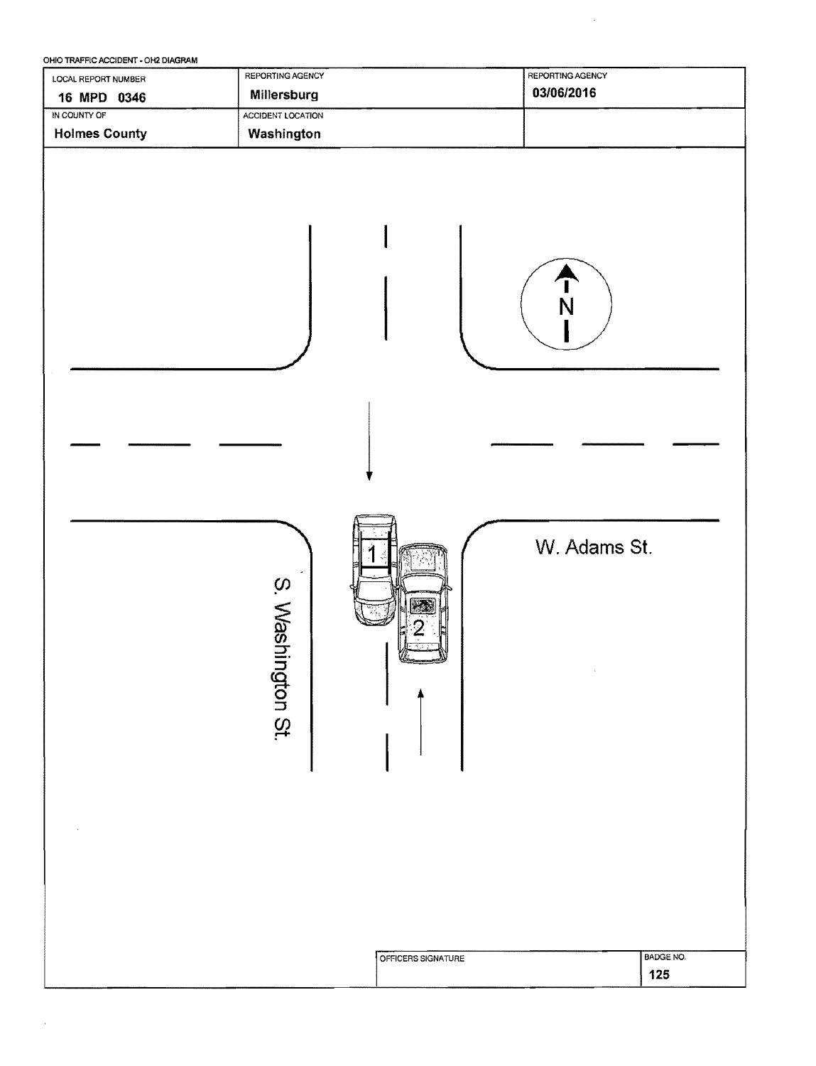OHIO TRAFFIC ACCIDENT - OH2 DIAGRAM

| LOCAL REPORT NUMBER | REPORTING AGENCY | REPORTING AGENCY |
| --- | --- | --- |
| 16 MPD 0346 | Millersburg | 03/06/2016 |
| IN COUNTY OF | ACCIDENT LOCATION | |
| Holmes County | Washington | |

N

W. Adams St.

S. Washington St.

1

2

| OFFICERS SIGNATURE | BADGE NO. |
| --- | --- |
| | 125 |